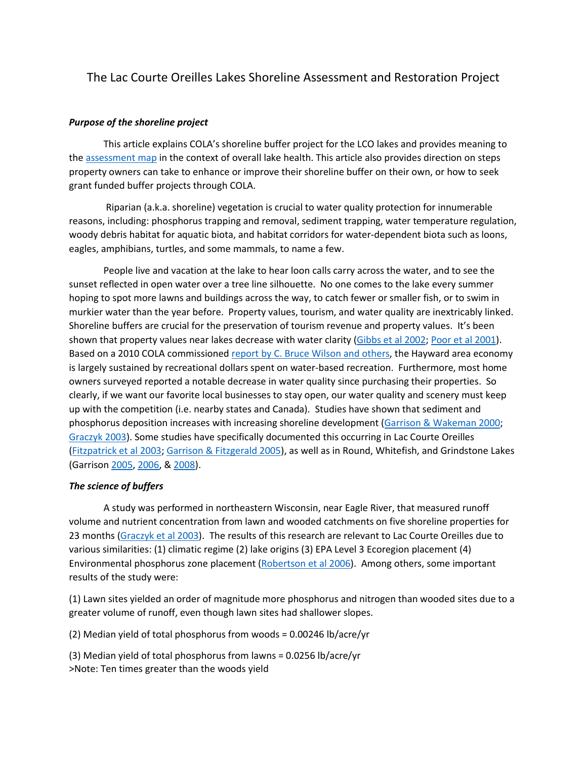# The Lac Courte Oreilles Lakes Shoreline Assessment and Restoration Project

***Purpose of the shoreline project***

This article explains COLA's shoreline buffer project for the LCO lakes and provides meaning to the assessment map in the context of overall lake health. This article also provides direction on steps property owners can take to enhance or improve their shoreline buffer on their own, or how to seek grant funded buffer projects through COLA.

Riparian (a.k.a. shoreline) vegetation is crucial to water quality protection for innumerable reasons, including: phosphorus trapping and removal, sediment trapping, water temperature regulation, woody debris habitat for aquatic biota, and habitat corridors for water-dependent biota such as loons, eagles, amphibians, turtles, and some mammals, to name a few.

People live and vacation at the lake to hear loon calls carry across the water, and to see the sunset reflected in open water over a tree line silhouette. No one comes to the lake every summer hoping to spot more lawns and buildings across the way, to catch fewer or smaller fish, or to swim in murkier water than the year before. Property values, tourism, and water quality are inextricably linked. Shoreline buffers are crucial for the preservation of tourism revenue and property values. It's been shown that property values near lakes decrease with water clarity (Gibbs et al 2002; Poor et al 2001). Based on a 2010 COLA commissioned report by C. Bruce Wilson and others, the Hayward area economy is largely sustained by recreational dollars spent on water-based recreation. Furthermore, most home owners surveyed reported a notable decrease in water quality since purchasing their properties. So clearly, if we want our favorite local businesses to stay open, our water quality and scenery must keep up with the competition (i.e. nearby states and Canada). Studies have shown that sediment and phosphorus deposition increases with increasing shoreline development (Garrison & Wakeman 2000; Graczyk 2003). Some studies have specifically documented this occurring in Lac Courte Oreilles (Fitzpatrick et al 2003; Garrison & Fitzgerald 2005), as well as in Round, Whitefish, and Grindstone Lakes (Garrison 2005, 2006, & 2008).

***The science of buffers***

A study was performed in northeastern Wisconsin, near Eagle River, that measured runoff volume and nutrient concentration from lawn and wooded catchments on five shoreline properties for 23 months (Graczyk et al 2003). The results of this research are relevant to Lac Courte Oreilles due to various similarities: (1) climatic regime (2) lake origins (3) EPA Level 3 Ecoregion placement (4) Environmental phosphorus zone placement (Robertson et al 2006). Among others, some important results of the study were:

(1) Lawn sites yielded an order of magnitude more phosphorus and nitrogen than wooded sites due to a greater volume of runoff, even though lawn sites had shallower slopes.

(2) Median yield of total phosphorus from woods = 0.00246 lb/acre/yr

(3) Median yield of total phosphorus from lawns = 0.0256 lb/acre/yr
>Note: Ten times greater than the woods yield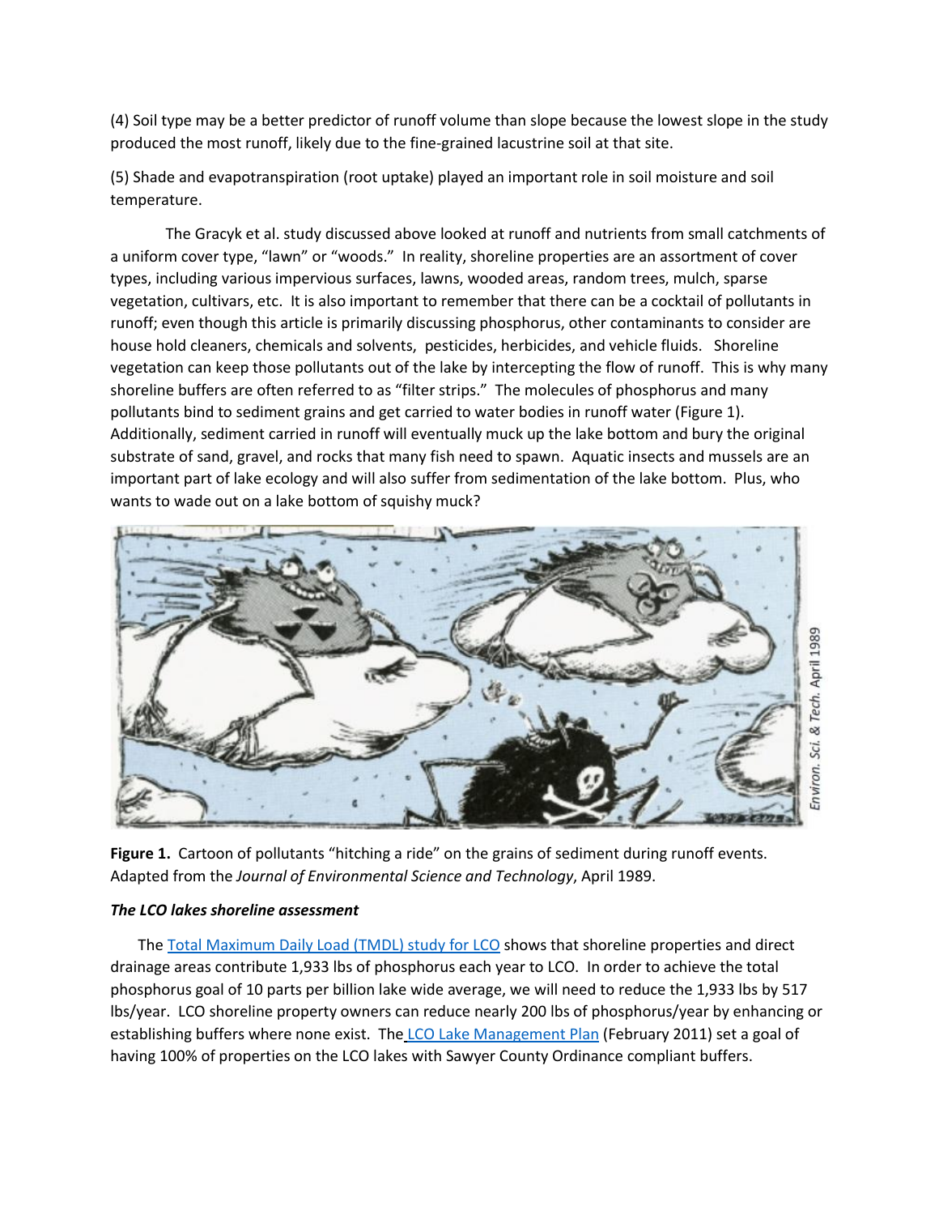(4) Soil type may be a better predictor of runoff volume than slope because the lowest slope in the study produced the most runoff, likely due to the fine-grained lacustrine soil at that site.

(5) Shade and evapotranspiration (root uptake) played an important role in soil moisture and soil temperature.

The Gracyk et al. study discussed above looked at runoff and nutrients from small catchments of a uniform cover type, "lawn" or "woods." In reality, shoreline properties are an assortment of cover types, including various impervious surfaces, lawns, wooded areas, random trees, mulch, sparse vegetation, cultivars, etc. It is also important to remember that there can be a cocktail of pollutants in runoff; even though this article is primarily discussing phosphorus, other contaminants to consider are house hold cleaners, chemicals and solvents, pesticides, herbicides, and vehicle fluids. Shoreline vegetation can keep those pollutants out of the lake by intercepting the flow of runoff. This is why many shoreline buffers are often referred to as "filter strips." The molecules of phosphorus and many pollutants bind to sediment grains and get carried to water bodies in runoff water (Figure 1). Additionally, sediment carried in runoff will eventually muck up the lake bottom and bury the original substrate of sand, gravel, and rocks that many fish need to spawn. Aquatic insects and mussels are an important part of lake ecology and will also suffer from sedimentation of the lake bottom. Plus, who wants to wade out on a lake bottom of squishy muck?

**Figure 1.** Cartoon of pollutants "hitching a ride" on the grains of sediment during runoff events. Adapted from the *Journal of Environmental Science and Technology*, April 1989.

***The LCO lakes shoreline assessment***

The [Total Maximum Daily Load (TMDL) study for LCO] shows that shoreline properties and direct drainage areas contribute 1,933 lbs of phosphorus each year to LCO. In order to achieve the total phosphorus goal of 10 parts per billion lake wide average, we will need to reduce the 1,933 lbs by 517 lbs/year. LCO shoreline property owners can reduce nearly 200 lbs of phosphorus/year by enhancing or establishing buffers where none exist. The [LCO Lake Management Plan] (February 2011) set a goal of having 100% of properties on the LCO lakes with Sawyer County Ordinance compliant buffers.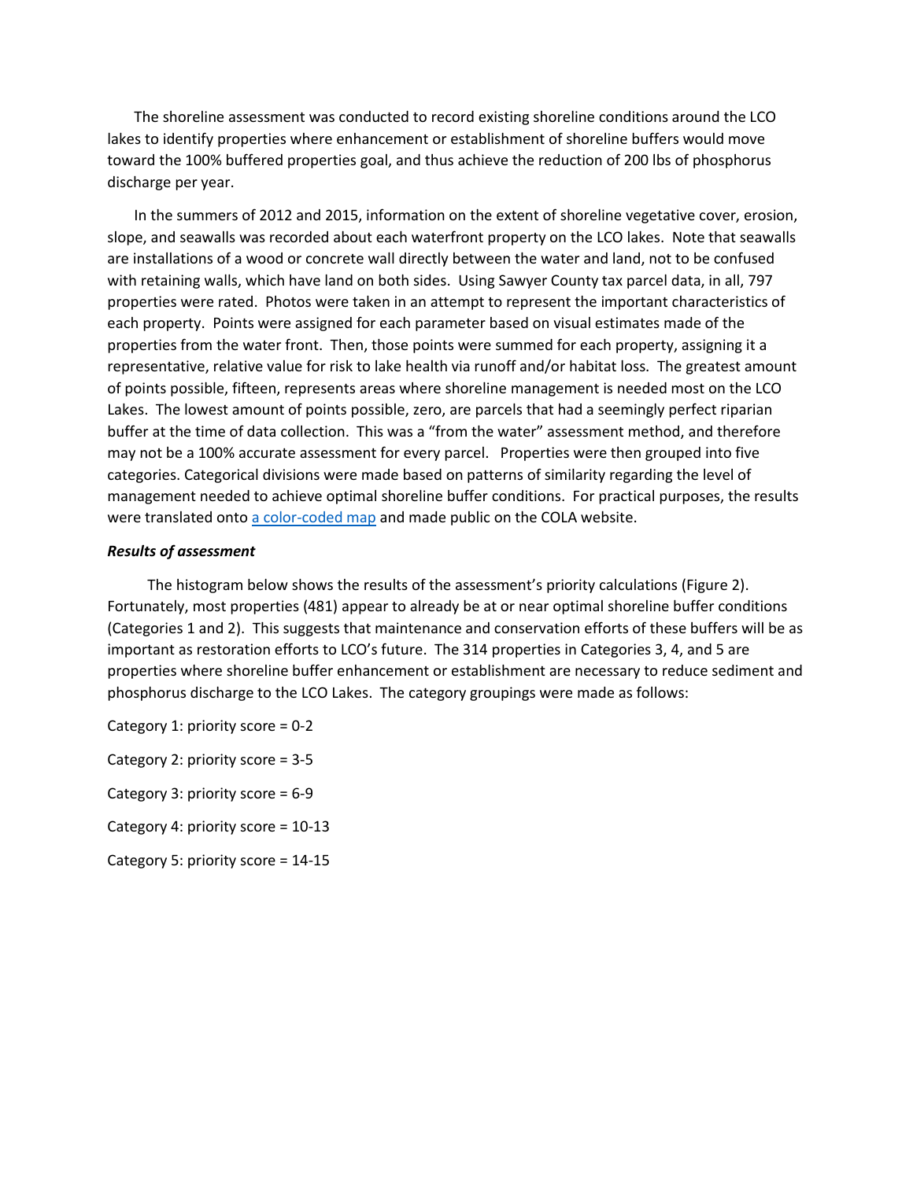The shoreline assessment was conducted to record existing shoreline conditions around the LCO lakes to identify properties where enhancement or establishment of shoreline buffers would move toward the 100% buffered properties goal, and thus achieve the reduction of 200 lbs of phosphorus discharge per year.

In the summers of 2012 and 2015, information on the extent of shoreline vegetative cover, erosion, slope, and seawalls was recorded about each waterfront property on the LCO lakes. Note that seawalls are installations of a wood or concrete wall directly between the water and land, not to be confused with retaining walls, which have land on both sides. Using Sawyer County tax parcel data, in all, 797 properties were rated. Photos were taken in an attempt to represent the important characteristics of each property. Points were assigned for each parameter based on visual estimates made of the properties from the water front. Then, those points were summed for each property, assigning it a representative, relative value for risk to lake health via runoff and/or habitat loss. The greatest amount of points possible, fifteen, represents areas where shoreline management is needed most on the LCO Lakes. The lowest amount of points possible, zero, are parcels that had a seemingly perfect riparian buffer at the time of data collection. This was a "from the water" assessment method, and therefore may not be a 100% accurate assessment for every parcel. Properties were then grouped into five categories. Categorical divisions were made based on patterns of similarity regarding the level of management needed to achieve optimal shoreline buffer conditions. For practical purposes, the results were translated onto a color-coded map and made public on the COLA website.

***Results of assessment***

The histogram below shows the results of the assessment's priority calculations (Figure 2). Fortunately, most properties (481) appear to already be at or near optimal shoreline buffer conditions (Categories 1 and 2). This suggests that maintenance and conservation efforts of these buffers will be as important as restoration efforts to LCO's future. The 314 properties in Categories 3, 4, and 5 are properties where shoreline buffer enhancement or establishment are necessary to reduce sediment and phosphorus discharge to the LCO Lakes. The category groupings were made as follows:

Category 1: priority score = 0-2

Category 2: priority score = 3-5

Category 3: priority score = 6-9

Category 4: priority score = 10-13

Category 5: priority score = 14-15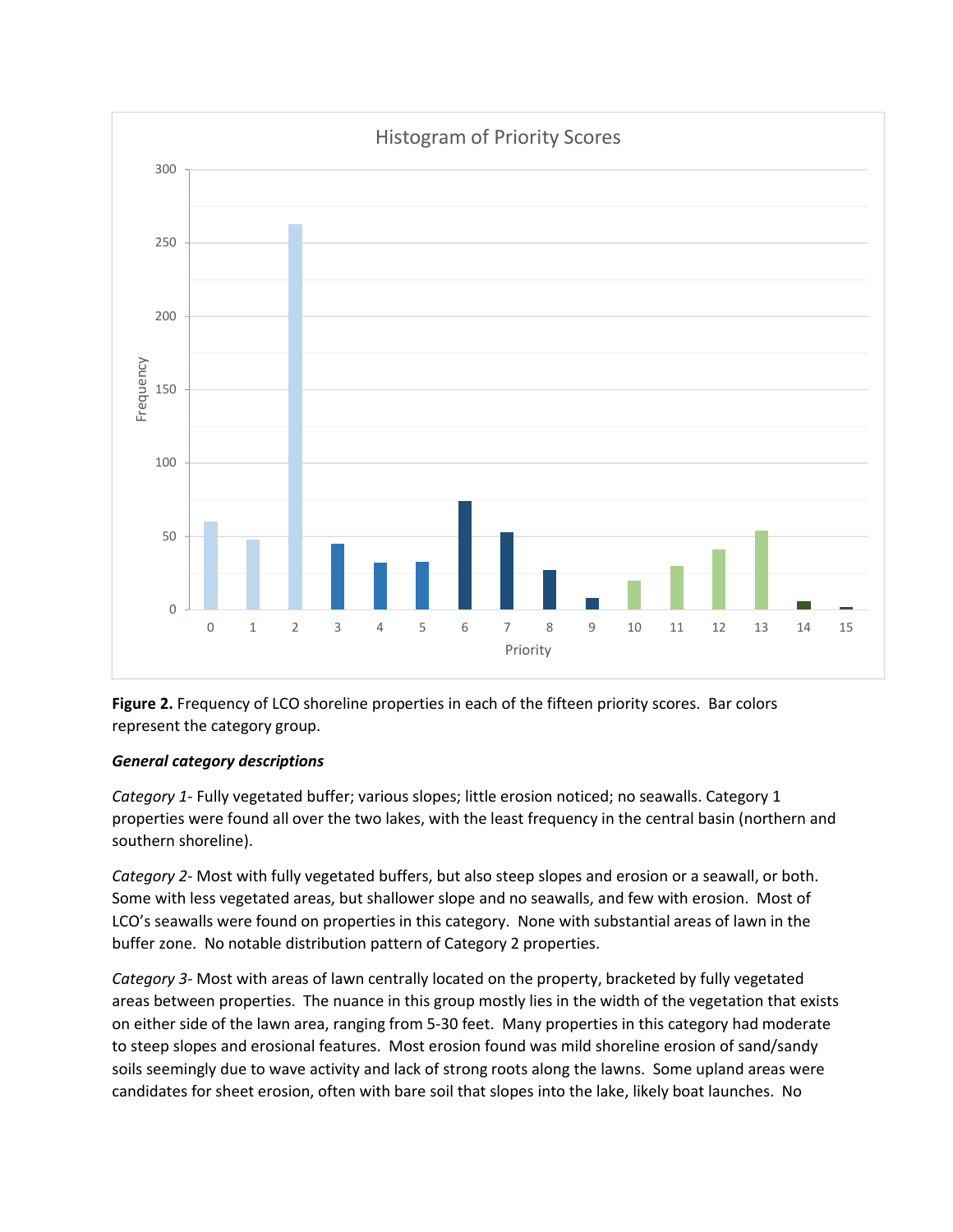**Figure 2.** Frequency of LCO shoreline properties in each of the fifteen priority scores. Bar colors represent the category group.

***General category descriptions***

*Category 1*- Fully vegetated buffer; various slopes; little erosion noticed; no seawalls. Category 1 properties were found all over the two lakes, with the least frequency in the central basin (northern and southern shoreline).

*Category 2*- Most with fully vegetated buffers, but also steep slopes and erosion or a seawall, or both. Some with less vegetated areas, but shallower slope and no seawalls, and few with erosion. Most of LCO's seawalls were found on properties in this category. None with substantial areas of lawn in the buffer zone. No notable distribution pattern of Category 2 properties.

*Category 3*- Most with areas of lawn centrally located on the property, bracketed by fully vegetated areas between properties. The nuance in this group mostly lies in the width of the vegetation that exists on either side of the lawn area, ranging from 5-30 feet. Many properties in this category had moderate to steep slopes and erosional features. Most erosion found was mild shoreline erosion of sand/sandy soils seemingly due to wave activity and lack of strong roots along the lawns. Some upland areas were candidates for sheet erosion, often with bare soil that slopes into the lake, likely boat launches. No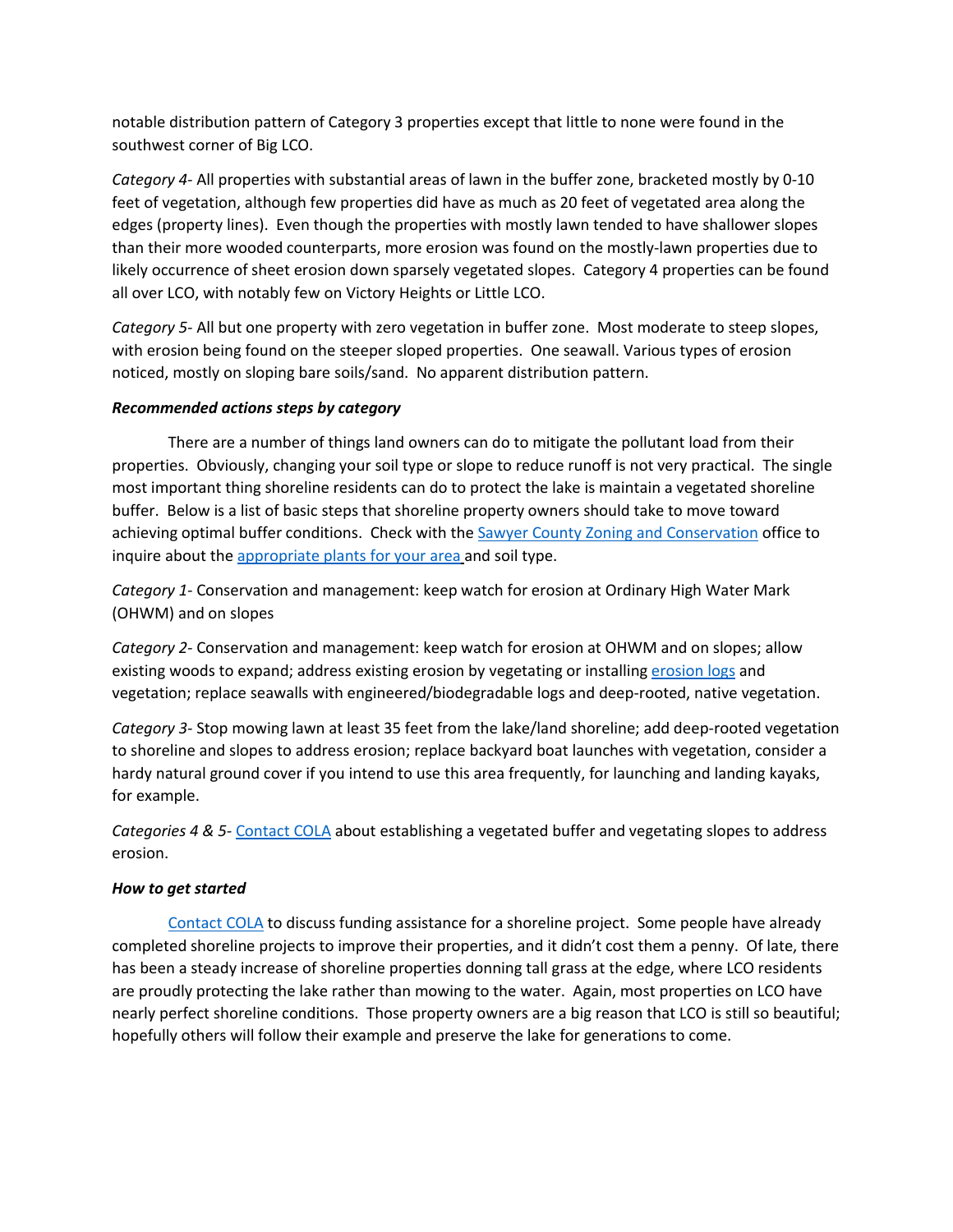notable distribution pattern of Category 3 properties except that little to none were found in the southwest corner of Big LCO.

*Category 4*- All properties with substantial areas of lawn in the buffer zone, bracketed mostly by 0-10 feet of vegetation, although few properties did have as much as 20 feet of vegetated area along the edges (property lines). Even though the properties with mostly lawn tended to have shallower slopes than their more wooded counterparts, more erosion was found on the mostly-lawn properties due to likely occurrence of sheet erosion down sparsely vegetated slopes. Category 4 properties can be found all over LCO, with notably few on Victory Heights or Little LCO.

*Category 5*- All but one property with zero vegetation in buffer zone. Most moderate to steep slopes, with erosion being found on the steeper sloped properties. One seawall. Various types of erosion noticed, mostly on sloping bare soils/sand. No apparent distribution pattern.

***Recommended actions steps by category***

There are a number of things land owners can do to mitigate the pollutant load from their properties. Obviously, changing your soil type or slope to reduce runoff is not very practical. The single most important thing shoreline residents can do to protect the lake is maintain a vegetated shoreline buffer. Below is a list of basic steps that shoreline property owners should take to move toward achieving optimal buffer conditions. Check with the Sawyer County Zoning and Conservation office to inquire about the appropriate plants for your area and soil type.

*Category 1*- Conservation and management: keep watch for erosion at Ordinary High Water Mark (OHWM) and on slopes

*Category 2*- Conservation and management: keep watch for erosion at OHWM and on slopes; allow existing woods to expand; address existing erosion by vegetating or installing erosion logs and vegetation; replace seawalls with engineered/biodegradable logs and deep-rooted, native vegetation.

*Category 3*- Stop mowing lawn at least 35 feet from the lake/land shoreline; add deep-rooted vegetation to shoreline and slopes to address erosion; replace backyard boat launches with vegetation, consider a hardy natural ground cover if you intend to use this area frequently, for launching and landing kayaks, for example.

*Categories 4 & 5*- Contact COLA about establishing a vegetated buffer and vegetating slopes to address erosion.

***How to get started***

Contact COLA to discuss funding assistance for a shoreline project. Some people have already completed shoreline projects to improve their properties, and it didn't cost them a penny. Of late, there has been a steady increase of shoreline properties donning tall grass at the edge, where LCO residents are proudly protecting the lake rather than mowing to the water. Again, most properties on LCO have nearly perfect shoreline conditions. Those property owners are a big reason that LCO is still so beautiful; hopefully others will follow their example and preserve the lake for generations to come.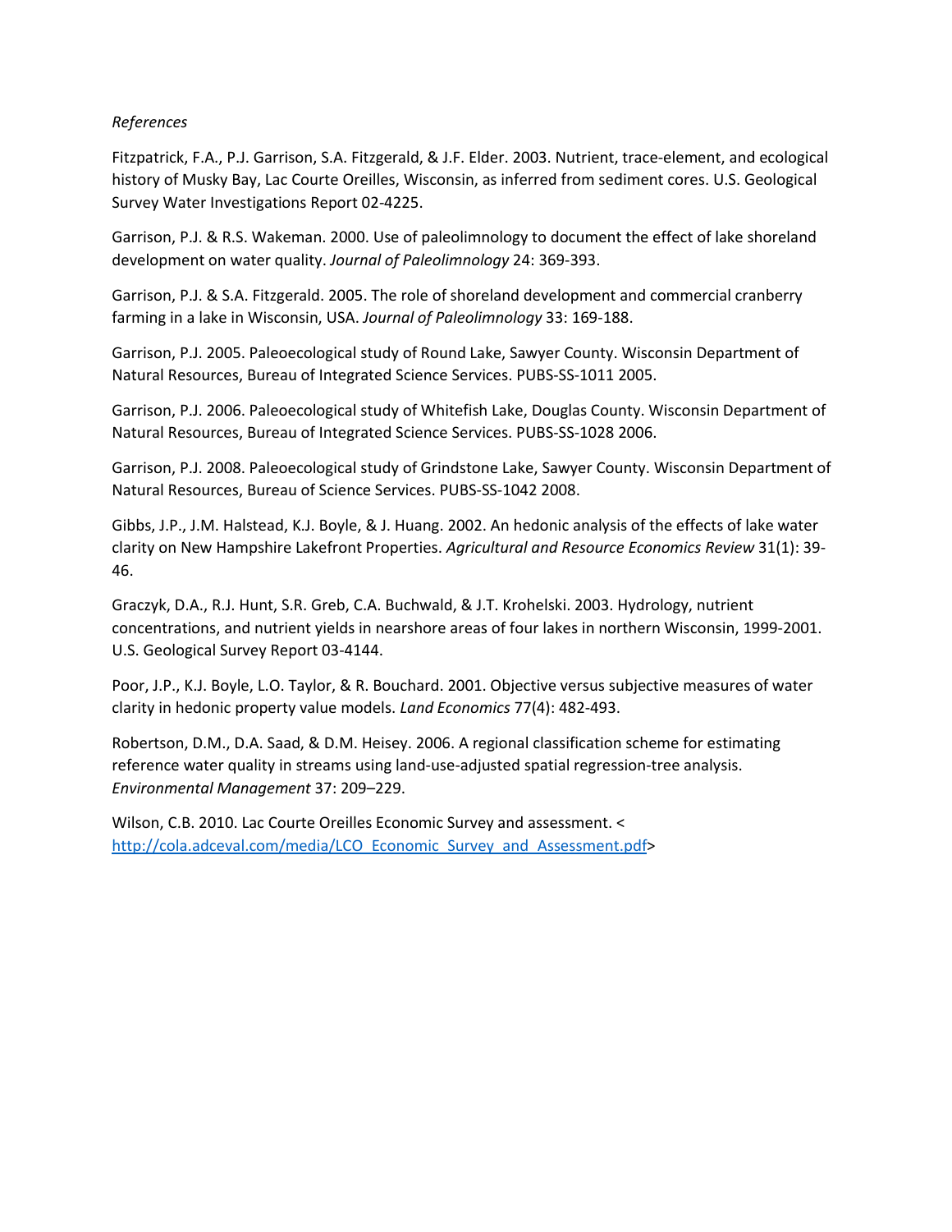*References*

Fitzpatrick, F.A., P.J. Garrison, S.A. Fitzgerald, & J.F. Elder. 2003. Nutrient, trace-element, and ecological history of Musky Bay, Lac Courte Oreilles, Wisconsin, as inferred from sediment cores. U.S. Geological Survey Water Investigations Report 02-4225.

Garrison, P.J. & R.S. Wakeman. 2000. Use of paleolimnology to document the effect of lake shoreland development on water quality. *Journal of Paleolimnology* 24: 369-393.

Garrison, P.J. & S.A. Fitzgerald. 2005. The role of shoreland development and commercial cranberry farming in a lake in Wisconsin, USA. *Journal of Paleolimnology* 33: 169-188.

Garrison, P.J. 2005. Paleoecological study of Round Lake, Sawyer County. Wisconsin Department of Natural Resources, Bureau of Integrated Science Services. PUBS-SS-1011 2005.

Garrison, P.J. 2006. Paleoecological study of Whitefish Lake, Douglas County. Wisconsin Department of Natural Resources, Bureau of Integrated Science Services. PUBS-SS-1028 2006.

Garrison, P.J. 2008. Paleoecological study of Grindstone Lake, Sawyer County. Wisconsin Department of Natural Resources, Bureau of Science Services. PUBS-SS-1042 2008.

Gibbs, J.P., J.M. Halstead, K.J. Boyle, & J. Huang. 2002. An hedonic analysis of the effects of lake water clarity on New Hampshire Lakefront Properties. *Agricultural and Resource Economics Review* 31(1): 39-46.

Graczyk, D.A., R.J. Hunt, S.R. Greb, C.A. Buchwald, & J.T. Krohelski. 2003. Hydrology, nutrient concentrations, and nutrient yields in nearshore areas of four lakes in northern Wisconsin, 1999-2001. U.S. Geological Survey Report 03-4144.

Poor, J.P., K.J. Boyle, L.O. Taylor, & R. Bouchard. 2001. Objective versus subjective measures of water clarity in hedonic property value models. *Land Economics* 77(4): 482-493.

Robertson, D.M., D.A. Saad, & D.M. Heisey. 2006. A regional classification scheme for estimating reference water quality in streams using land-use-adjusted spatial regression-tree analysis. *Environmental Management* 37: 209–229.

Wilson, C.B. 2010. Lac Courte Oreilles Economic Survey and assessment. <http://cola.adceval.com/media/LCO_Economic_Survey_and_Assessment.pdf>